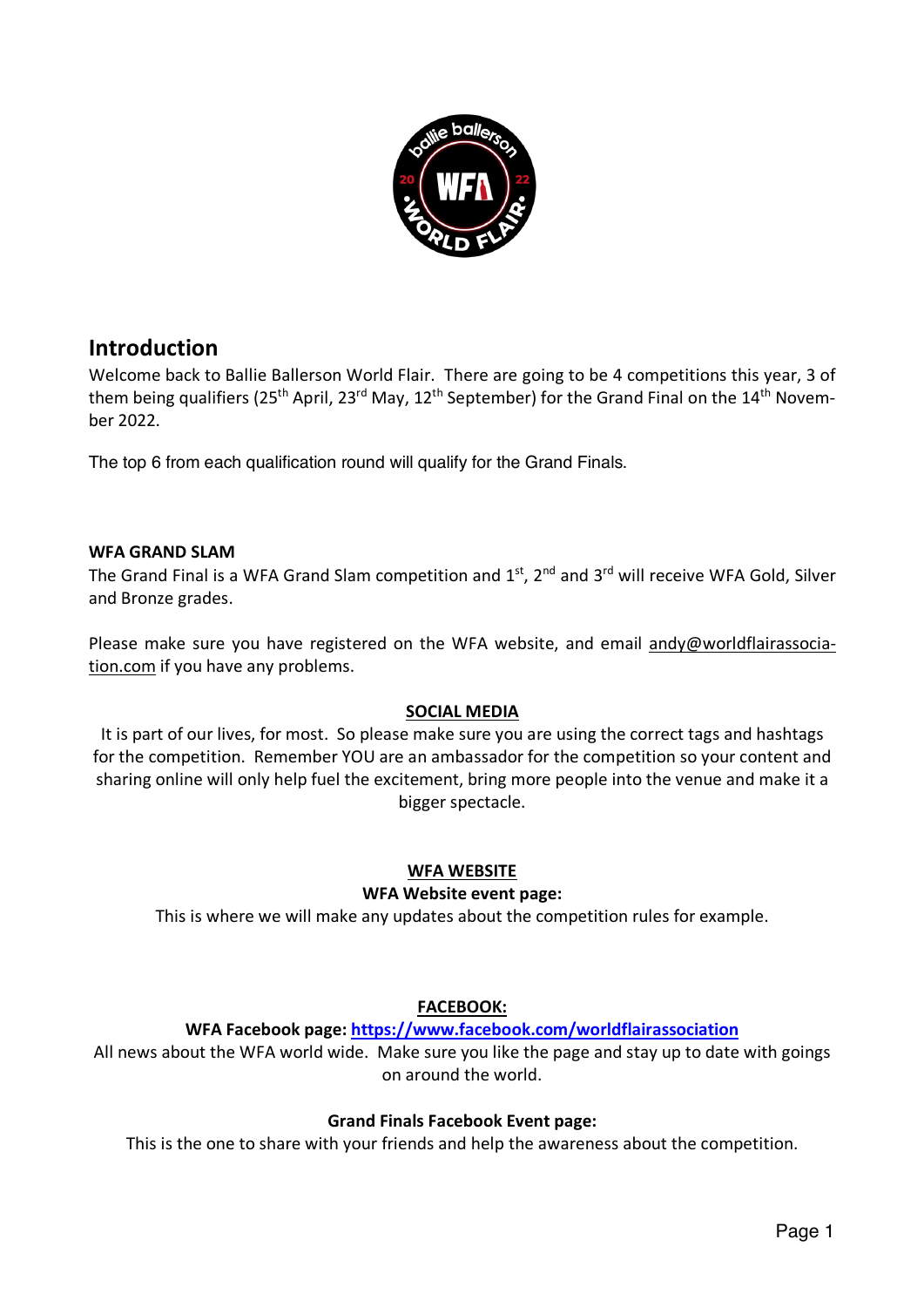## Introduction

Welcome back to Ballie Ballerson World Flair. There are going to be 4 competitions this year, 3 of them being qualifiers (25th April, 23rd May, 12th September) for the Grand Final on the 14th November 2022.

The top 6 from each qualification round will qualify for the Grand Finals.

**WFA GRAND SLAM**

The Grand Final is a WFA Grand Slam competition and 1st, 2nd and 3rd will receive WFA Gold, Silver and Bronze grades.

Please make sure you have registered on the WFA website, and email andy@worldflairassociation.com if you have any problems.

**SOCIAL MEDIA**

It is part of our lives, for most. So please make sure you are using the correct tags and hashtags for the competition. Remember YOU are an ambassador for the competition so your content and sharing online will only help fuel the excitement, bring more people into the venue and make it a bigger spectacle.

**WFA WEBSITE**

**WFA Website event page:**

This is where we will make any updates about the competition rules for example.

**FACEBOOK:**

**WFA Facebook page: https://www.facebook.com/worldflairassociation**

All news about the WFA world wide. Make sure you like the page and stay up to date with goings on around the world.

**Grand Finals Facebook Event page:**

This is the one to share with your friends and help the awareness about the competition.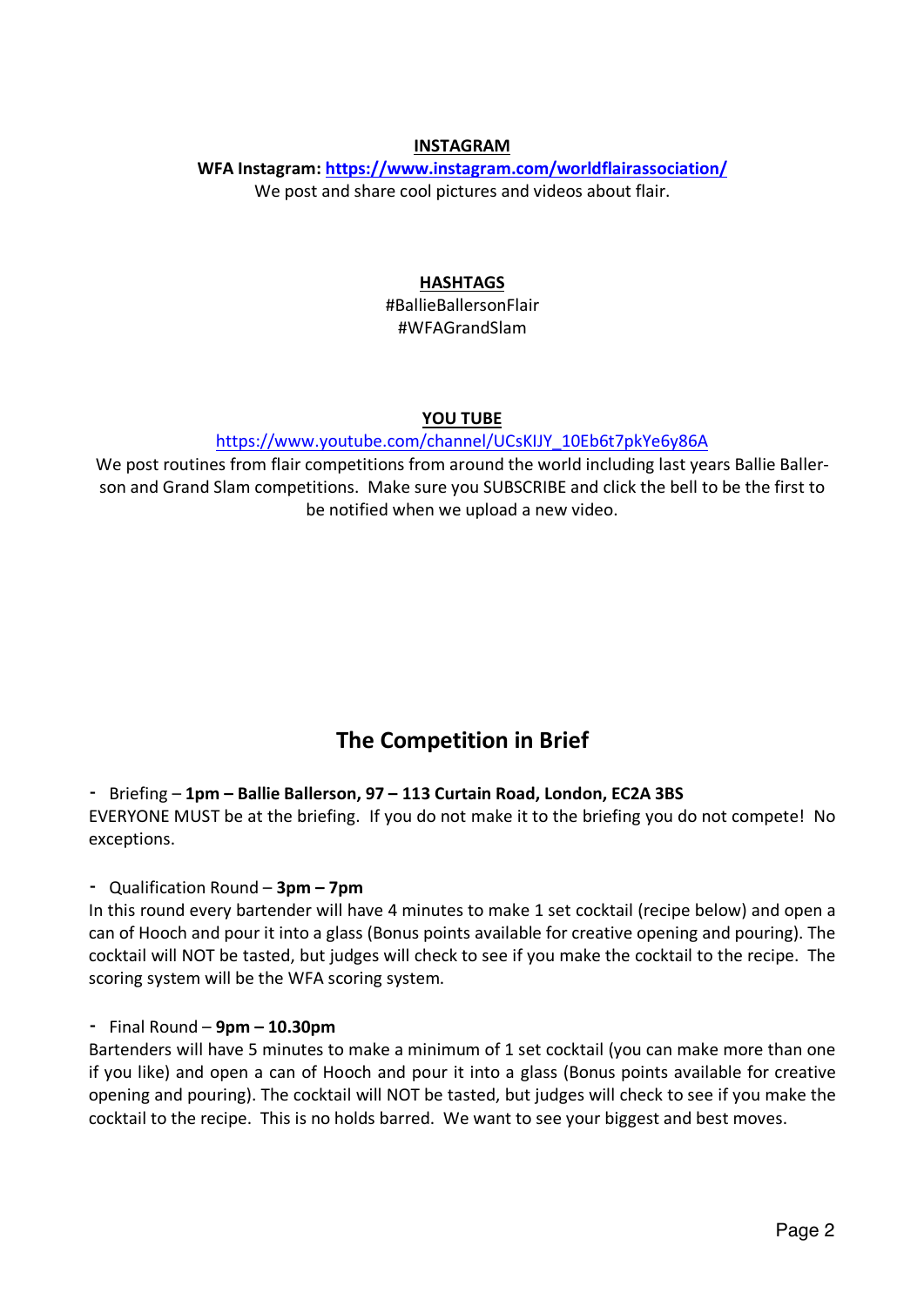**INSTAGRAM**

**WFA Instagram: https://www.instagram.com/worldflairassociation/**

We post and share cool pictures and videos about flair.

**HASHTAGS**

#BallieBallersonFlair
#WFAGrandSlam

**YOU TUBE**

https://www.youtube.com/channel/UCsKIJY_10Eb6t7pkYe6y86A

We post routines from flair competitions from around the world including last years Ballie Ballerson and Grand Slam competitions. Make sure you SUBSCRIBE and click the bell to be the first to be notified when we upload a new video.

## The Competition in Brief

- Briefing – **1pm – Ballie Ballerson, 97 – 113 Curtain Road, London, EC2A 3BS**

EVERYONE MUST be at the briefing. If you do not make it to the briefing you do not compete! No exceptions.

- Qualification Round – **3pm – 7pm**

In this round every bartender will have 4 minutes to make 1 set cocktail (recipe below) and open a can of Hooch and pour it into a glass (Bonus points available for creative opening and pouring). The cocktail will NOT be tasted, but judges will check to see if you make the cocktail to the recipe. The scoring system will be the WFA scoring system.

- Final Round – **9pm – 10.30pm**

Bartenders will have 5 minutes to make a minimum of 1 set cocktail (you can make more than one if you like) and open a can of Hooch and pour it into a glass (Bonus points available for creative opening and pouring). The cocktail will NOT be tasted, but judges will check to see if you make the cocktail to the recipe. This is no holds barred. We want to see your biggest and best moves.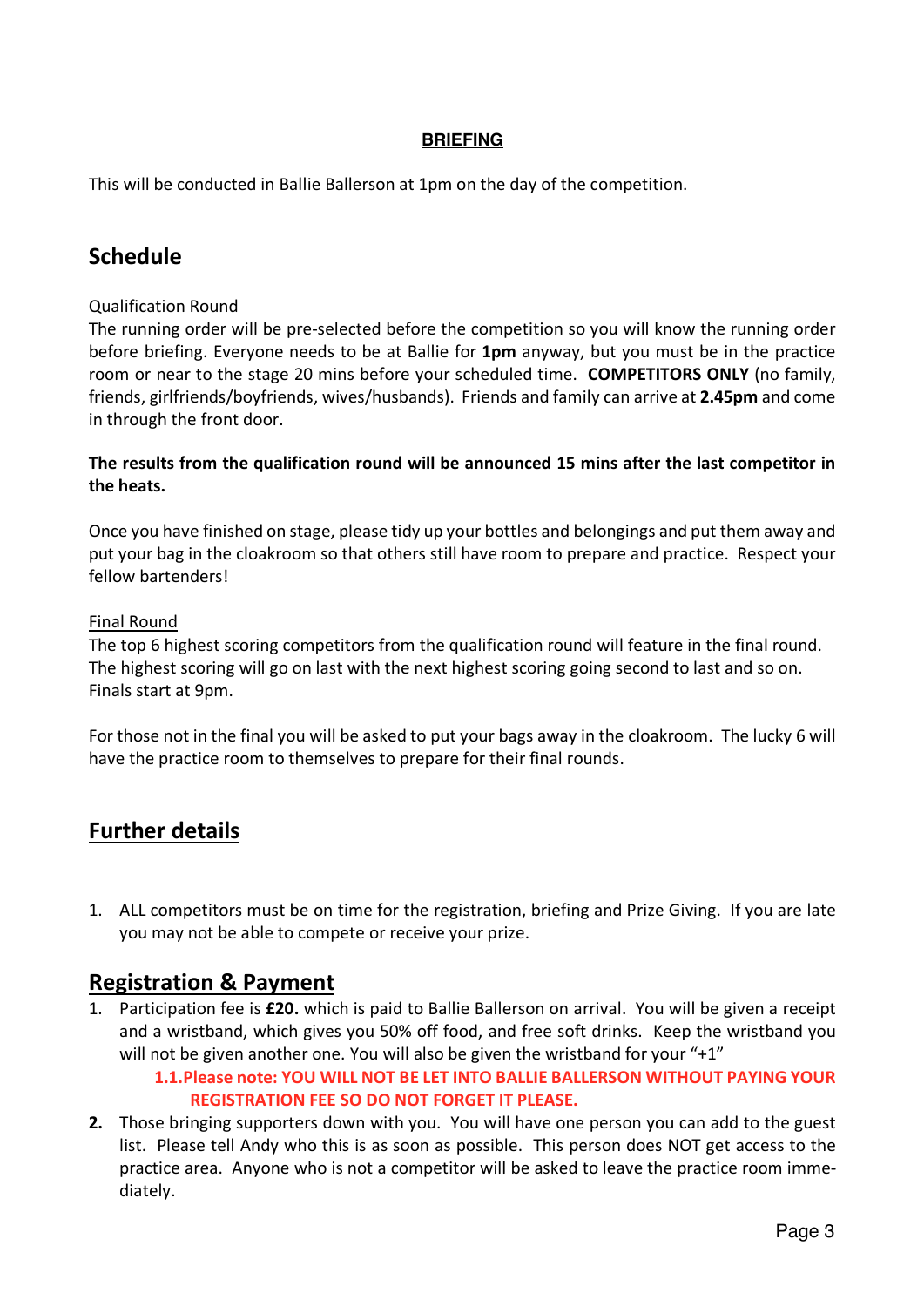**BRIEFING**

This will be conducted in Ballie Ballerson at 1pm on the day of the competition.

## Schedule

Qualification Round

The running order will be pre-selected before the competition so you will know the running order before briefing. Everyone needs to be at Ballie for **1pm** anyway, but you must be in the practice room or near to the stage 20 mins before your scheduled time. **COMPETITORS ONLY** (no family, friends, girlfriends/boyfriends, wives/husbands). Friends and family can arrive at **2.45pm** and come in through the front door.

**The results from the qualification round will be announced 15 mins after the last competitor in the heats.**

Once you have finished on stage, please tidy up your bottles and belongings and put them away and put your bag in the cloakroom so that others still have room to prepare and practice. Respect your fellow bartenders!

Final Round

The top 6 highest scoring competitors from the qualification round will feature in the final round. The highest scoring will go on last with the next highest scoring going second to last and so on. Finals start at 9pm.

For those not in the final you will be asked to put your bags away in the cloakroom. The lucky 6 will have the practice room to themselves to prepare for their final rounds.

## Further details

1. ALL competitors must be on time for the registration, briefing and Prize Giving. If you are late you may not be able to compete or receive your prize.

## Registration & Payment

1. Participation fee is **£20.** which is paid to Ballie Ballerson on arrival. You will be given a receipt and a wristband, which gives you 50% off food, and free soft drinks. Keep the wristband you will not be given another one. You will also be given the wristband for your "+1"
   - **1.1. Please note: YOU WILL NOT BE LET INTO BALLIE BALLERSON WITHOUT PAYING YOUR REGISTRATION FEE SO DO NOT FORGET IT PLEASE.**
2. Those bringing supporters down with you. You will have one person you can add to the guest list. Please tell Andy who this is as soon as possible. This person does NOT get access to the practice area. Anyone who is not a competitor will be asked to leave the practice room immediately.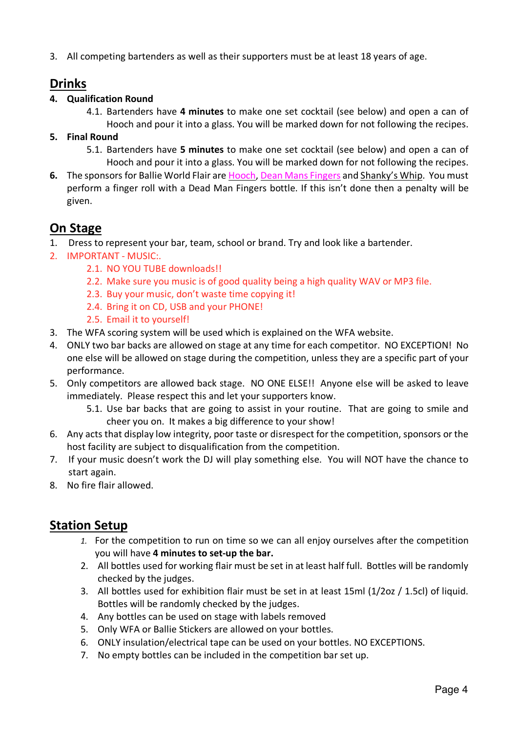3. All competing bartenders as well as their supporters must be at least 18 years of age.

## Drinks

4. **Qualification Round**
    4.1. Bartenders have **4 minutes** to make one set cocktail (see below) and open a can of Hooch and pour it into a glass. You will be marked down for not following the recipes.
5. **Final Round**
    5.1. Bartenders have **5 minutes** to make one set cocktail (see below) and open a can of Hooch and pour it into a glass. You will be marked down for not following the recipes.
6. The sponsors for Ballie World Flair are Hooch, Dean Mans Fingers and Shanky's Whip. You must perform a finger roll with a Dead Man Fingers bottle. If this isn't done then a penalty will be given.

## On Stage

1. Dress to represent your bar, team, school or brand. Try and look like a bartender.
2. IMPORTANT - MUSIC:.
    2.1. NO YOU TUBE downloads!!
    2.2. Make sure you music is of good quality being a high quality WAV or MP3 file.
    2.3. Buy your music, don't waste time copying it!
    2.4. Bring it on CD, USB and your PHONE!
    2.5. Email it to yourself!
3. The WFA scoring system will be used which is explained on the WFA website.
4. ONLY two bar backs are allowed on stage at any time for each competitor. NO EXCEPTION! No one else will be allowed on stage during the competition, unless they are a specific part of your performance.
5. Only competitors are allowed back stage. NO ONE ELSE!! Anyone else will be asked to leave immediately. Please respect this and let your supporters know.
    5.1. Use bar backs that are going to assist in your routine. That are going to smile and cheer you on. It makes a big difference to your show!
6. Any acts that display low integrity, poor taste or disrespect for the competition, sponsors or the host facility are subject to disqualification from the competition.
7. If your music doesn't work the DJ will play something else. You will NOT have the chance to start again.
8. No fire flair allowed.

## Station Setup

1. For the competition to run on time so we can all enjoy ourselves after the competition you will have **4 minutes to set-up the bar.**
2. All bottles used for working flair must be set in at least half full. Bottles will be randomly checked by the judges.
3. All bottles used for exhibition flair must be set in at least 15ml (1/2oz / 1.5cl) of liquid. Bottles will be randomly checked by the judges.
4. Any bottles can be used on stage with labels removed
5. Only WFA or Ballie Stickers are allowed on your bottles.
6. ONLY insulation/electrical tape can be used on your bottles. NO EXCEPTIONS.
7. No empty bottles can be included in the competition bar set up.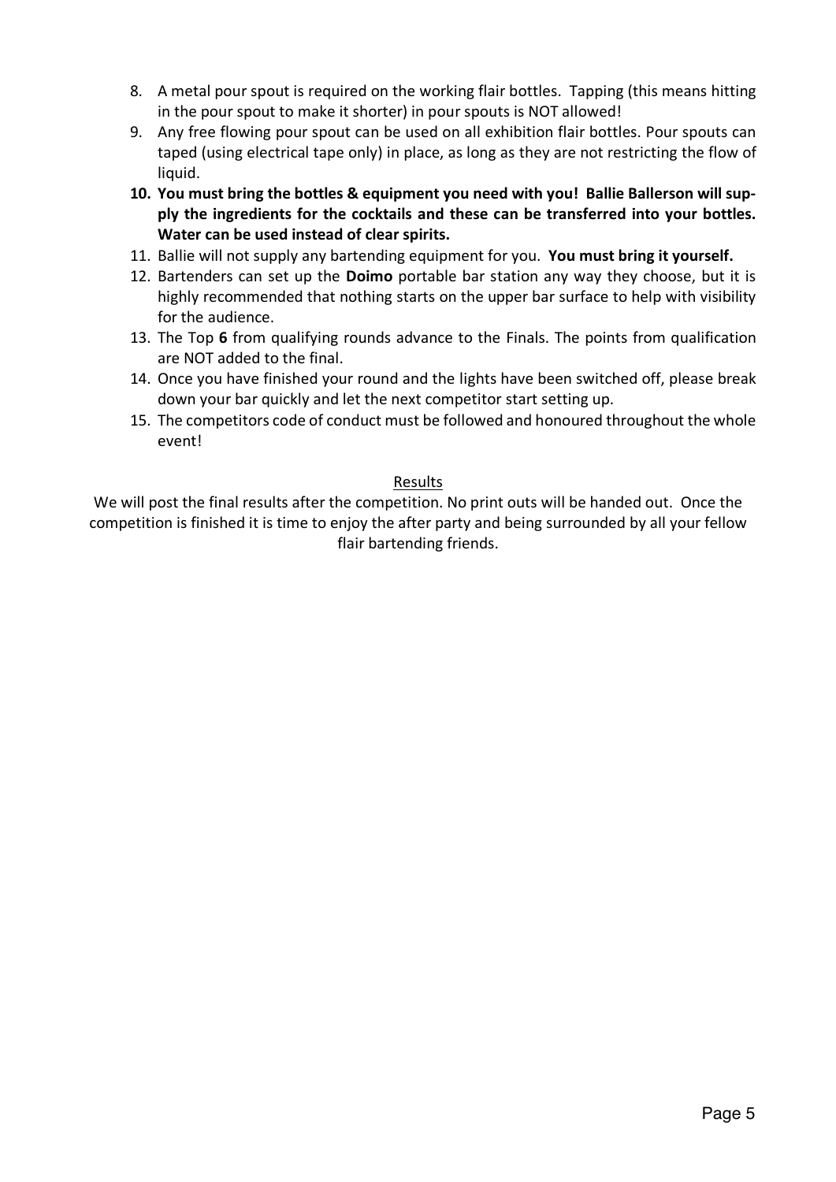8. A metal pour spout is required on the working flair bottles. Tapping (this means hitting in the pour spout to make it shorter) in pour spouts is NOT allowed!
9. Any free flowing pour spout can be used on all exhibition flair bottles. Pour spouts can taped (using electrical tape only) in place, as long as they are not restricting the flow of liquid.
10. **You must bring the bottles & equipment you need with you! Ballie Ballerson will supply the ingredients for the cocktails and these can be transferred into your bottles. Water can be used instead of clear spirits.**
11. Ballie will not supply any bartending equipment for you. **You must bring it yourself.**
12. Bartenders can set up the **Doimo** portable bar station any way they choose, but it is highly recommended that nothing starts on the upper bar surface to help with visibility for the audience.
13. The Top **6** from qualifying rounds advance to the Finals. The points from qualification are NOT added to the final.
14. Once you have finished your round and the lights have been switched off, please break down your bar quickly and let the next competitor start setting up.
15. The competitors code of conduct must be followed and honoured throughout the whole event!

## Results

We will post the final results after the competition. No print outs will be handed out. Once the competition is finished it is time to enjoy the after party and being surrounded by all your fellow flair bartending friends.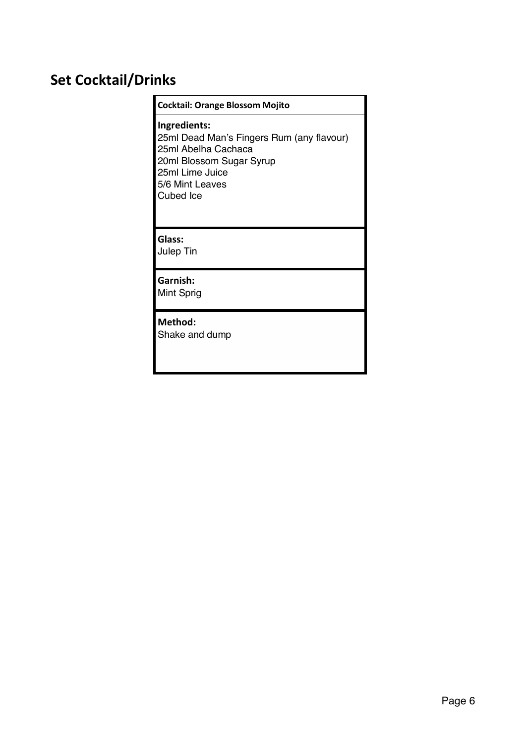## Set Cocktail/Drinks

| **Cocktail: Orange Blossom Mojito** |
|---|
| **Ingredients:**<br>25ml Dead Man's Fingers Rum (any flavour)<br>25ml Abelha Cachaca<br>20ml Blossom Sugar Syrup<br>25ml Lime Juice<br>5/6 Mint Leaves<br>Cubed Ice |
| **Glass:**<br>Julep Tin |
| **Garnish:**<br>Mint Sprig |
| **Method:**<br>Shake and dump |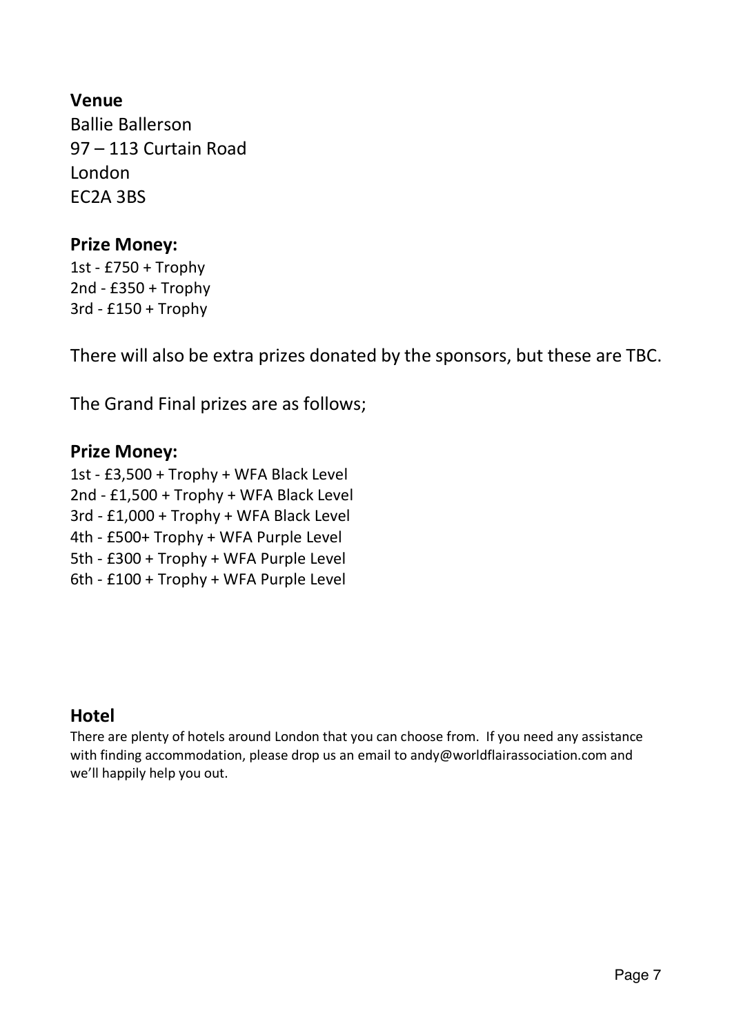## Venue

Ballie Ballerson
97 – 113 Curtain Road
London
EC2A 3BS

## Prize Money:

1st - £750 + Trophy
2nd - £350 + Trophy
3rd - £150 + Trophy

There will also be extra prizes donated by the sponsors, but these are TBC.

The Grand Final prizes are as follows;

## Prize Money:

1st - £3,500 + Trophy + WFA Black Level
2nd - £1,500 + Trophy + WFA Black Level
3rd - £1,000 + Trophy + WFA Black Level
4th - £500+ Trophy + WFA Purple Level
5th - £300 + Trophy + WFA Purple Level
6th - £100 + Trophy + WFA Purple Level

## Hotel

There are plenty of hotels around London that you can choose from. If you need any assistance with finding accommodation, please drop us an email to andy@worldflairassociation.com and we'll happily help you out.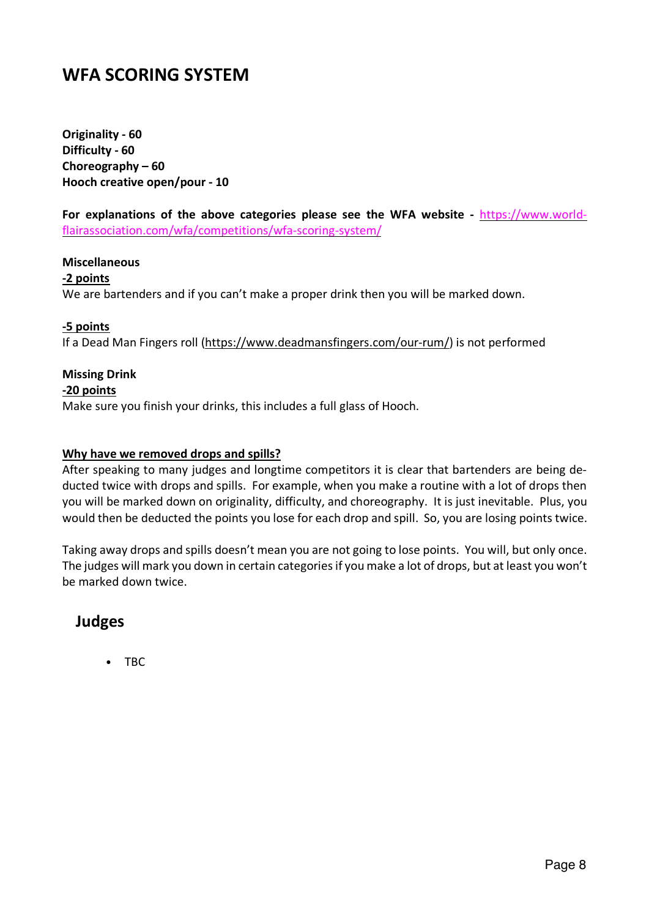# WFA SCORING SYSTEM

**Originality - 60**
**Difficulty - 60**
**Choreography – 60**
**Hooch creative open/pour - 10**

**For explanations of the above categories please see the WFA website -** [https://www.world-flairassociation.com/wfa/competitions/wfa-scoring-system/](https://www.world-flairassociation.com/wfa/competitions/wfa-scoring-system/)

**Miscellaneous**

**-2 points**

We are bartenders and if you can't make a proper drink then you will be marked down.

**-5 points**

If a Dead Man Fingers roll (https://www.deadmansfingers.com/our-rum/) is not performed

**Missing Drink**

**-20 points**

Make sure you finish your drinks, this includes a full glass of Hooch.

**Why have we removed drops and spills?**

After speaking to many judges and longtime competitors it is clear that bartenders are being de-ducted twice with drops and spills. For example, when you make a routine with a lot of drops then you will be marked down on originality, difficulty, and choreography. It is just inevitable. Plus, you would then be deducted the points you lose for each drop and spill. So, you are losing points twice.

Taking away drops and spills doesn't mean you are not going to lose points. You will, but only once. The judges will mark you down in certain categories if you make a lot of drops, but at least you won't be marked down twice.

## Judges

- TBC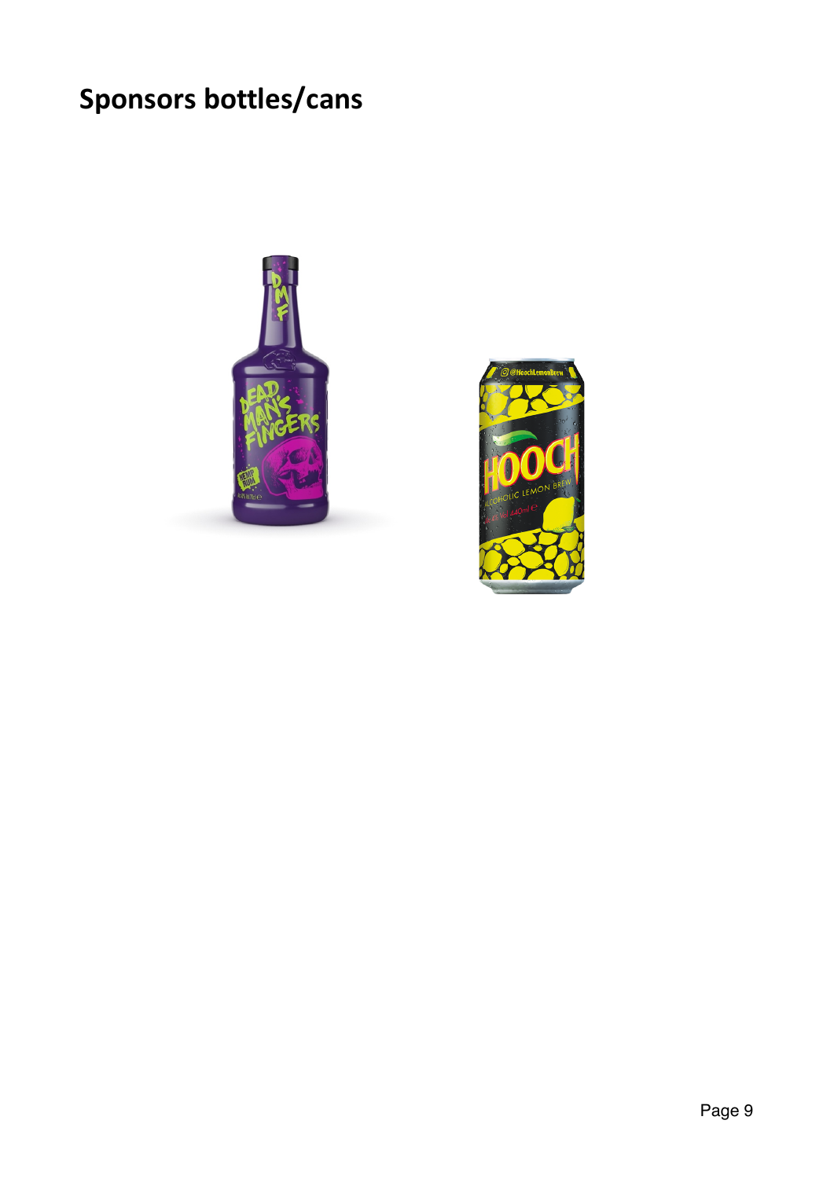# Sponsors bottles/cans